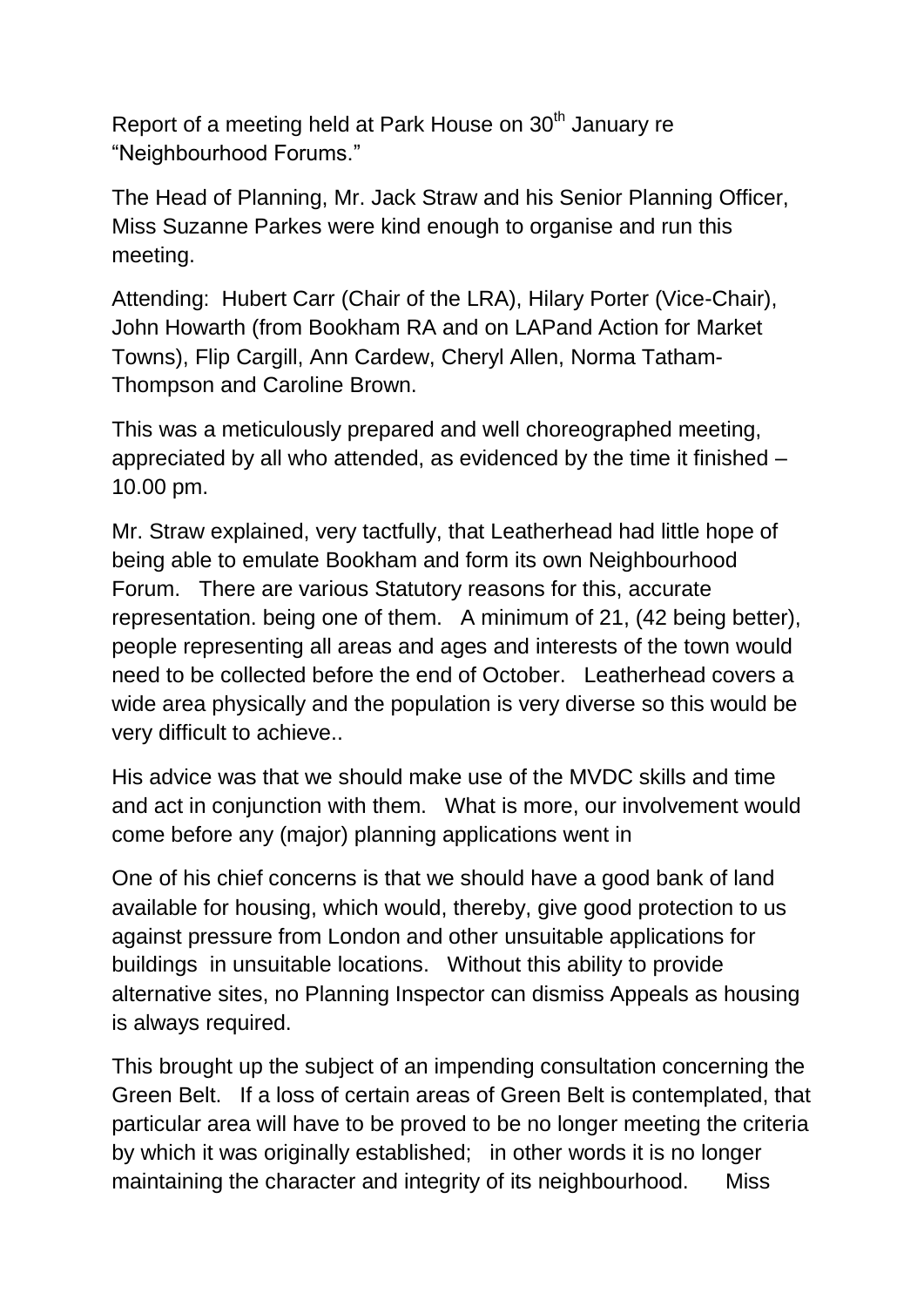Report of a meeting held at Park House on 30th January re "Neighbourhood Forums."

The Head of Planning, Mr. Jack Straw and his Senior Planning Officer, Miss Suzanne Parkes were kind enough to organise and run this meeting.

Attending: Hubert Carr (Chair of the LRA), Hilary Porter (Vice-Chair), John Howarth (from Bookham RA and on LAPand Action for Market Towns), Flip Cargill, Ann Cardew, Cheryl Allen, Norma Tatham-Thompson and Caroline Brown.

This was a meticulously prepared and well choreographed meeting, appreciated by all who attended, as evidenced by the time it finished – 10.00 pm.

Mr. Straw explained, very tactfully, that Leatherhead had little hope of being able to emulate Bookham and form its own Neighbourhood Forum. There are various Statutory reasons for this, accurate representation. being one of them. A minimum of 21, (42 being better), people representing all areas and ages and interests of the town would need to be collected before the end of October. Leatherhead covers a wide area physically and the population is very diverse so this would be very difficult to achieve..

His advice was that we should make use of the MVDC skills and time and act in conjunction with them. What is more, our involvement would come before any (major) planning applications went in

One of his chief concerns is that we should have a good bank of land available for housing, which would, thereby, give good protection to us against pressure from London and other unsuitable applications for buildings in unsuitable locations. Without this ability to provide alternative sites, no Planning Inspector can dismiss Appeals as housing is always required.

This brought up the subject of an impending consultation concerning the Green Belt. If a loss of certain areas of Green Belt is contemplated, that particular area will have to be proved to be no longer meeting the criteria by which it was originally established; in other words it is no longer maintaining the character and integrity of its neighbourhood. Miss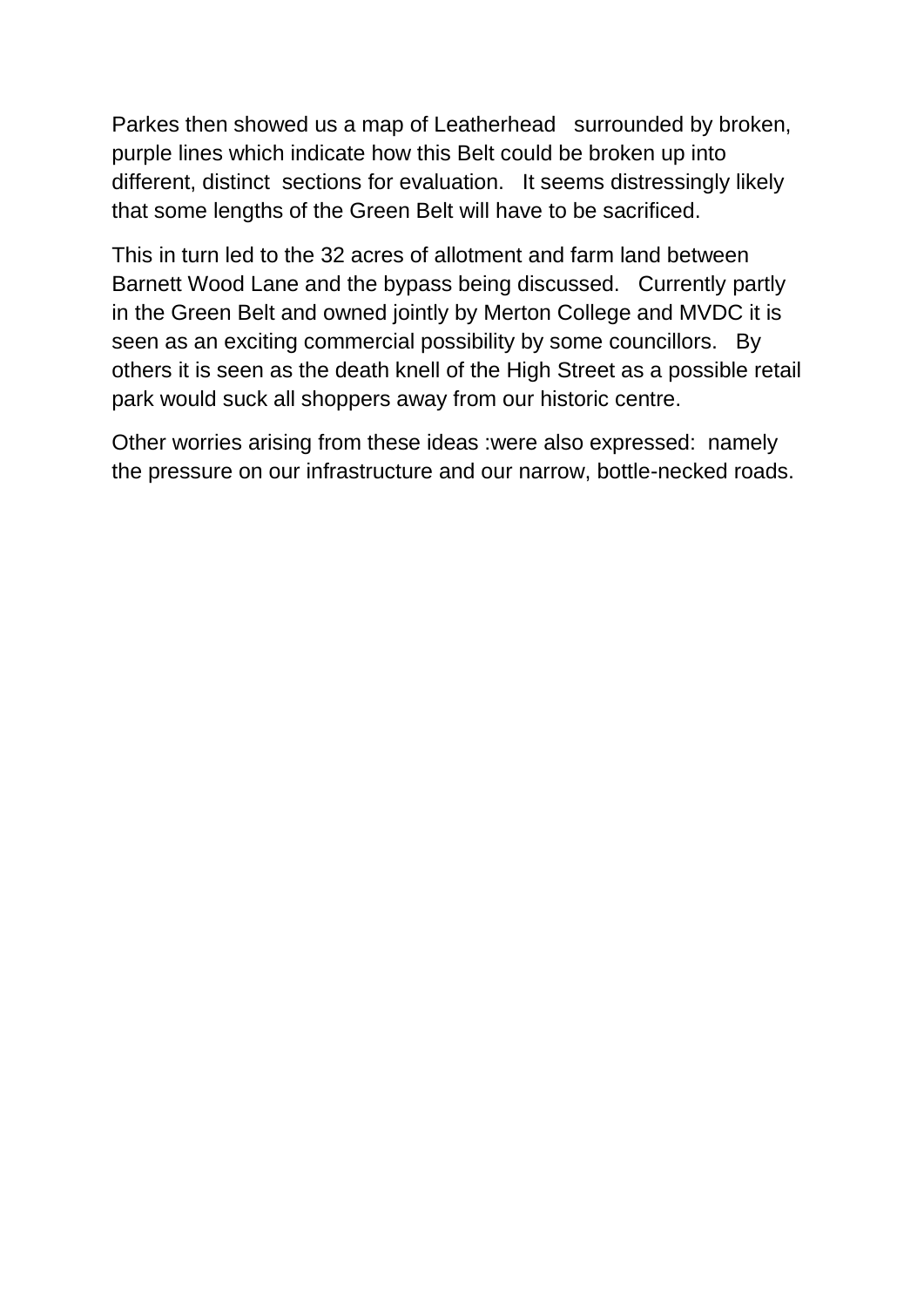Parkes then showed us a map of Leatherhead surrounded by broken, purple lines which indicate how this Belt could be broken up into different, distinct sections for evaluation. It seems distressingly likely that some lengths of the Green Belt will have to be sacrificed.

This in turn led to the 32 acres of allotment and farm land between Barnett Wood Lane and the bypass being discussed. Currently partly in the Green Belt and owned jointly by Merton College and MVDC it is seen as an exciting commercial possibility by some councillors. By others it is seen as the death knell of the High Street as a possible retail park would suck all shoppers away from our historic centre.

Other worries arising from these ideas :were also expressed: namely the pressure on our infrastructure and our narrow, bottle-necked roads.